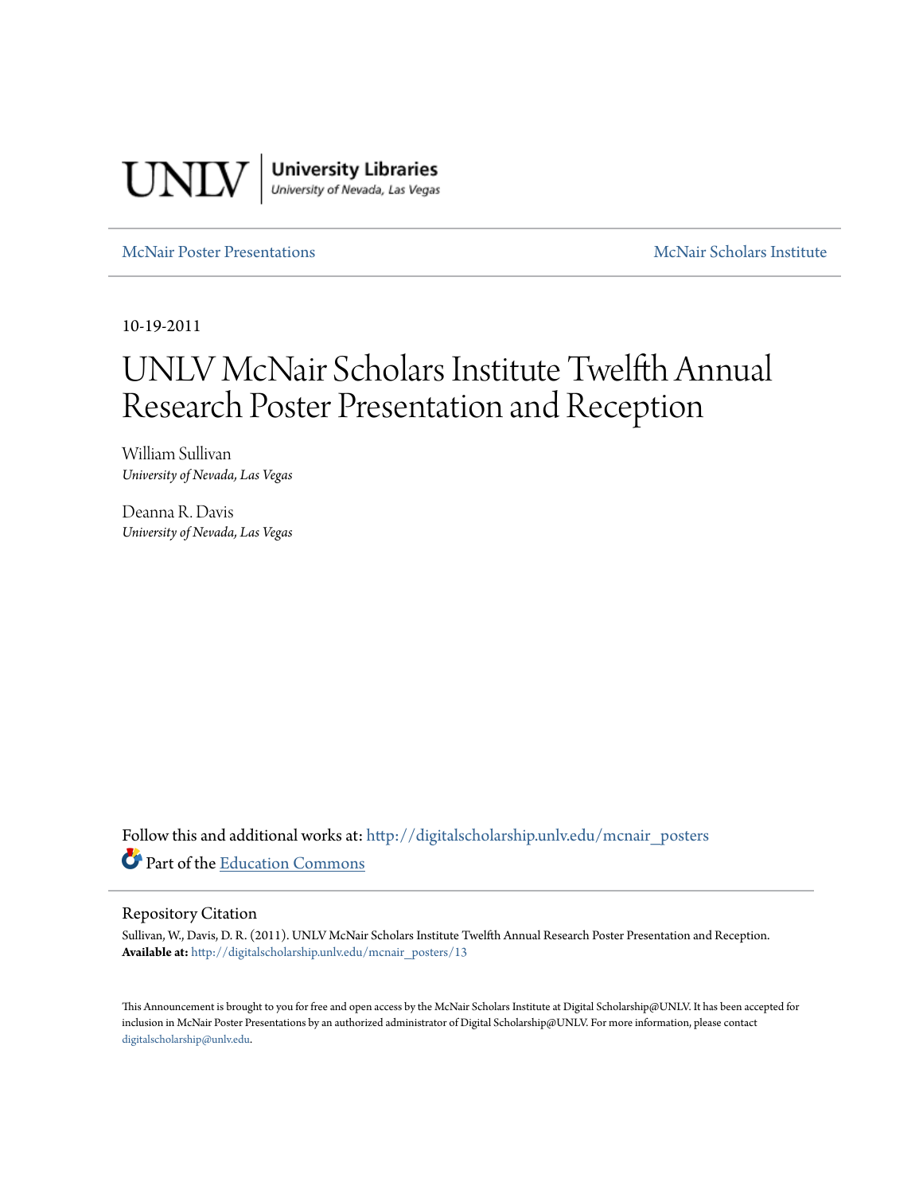UNLV | University Libraries
*University of Nevada, Las Vegas*

McNair Poster Presentations | McNair Scholars Institute

10-19-2011

# UNLV McNair Scholars Institute Twelfth Annual Research Poster Presentation and Reception

William Sullivan
*University of Nevada, Las Vegas*

Deanna R. Davis
*University of Nevada, Las Vegas*

Follow this and additional works at: http://digitalscholarship.unlv.edu/mcnair_posters

Part of the Education Commons

## Repository Citation

Sullivan, W., Davis, D. R. (2011). UNLV McNair Scholars Institute Twelfth Annual Research Poster Presentation and Reception.
**Available at:** http://digitalscholarship.unlv.edu/mcnair_posters/13

This Announcement is brought to you for free and open access by the McNair Scholars Institute at Digital Scholarship@UNLV. It has been accepted for inclusion in McNair Poster Presentations by an authorized administrator of Digital Scholarship@UNLV. For more information, please contact digitalscholarship@unlv.edu.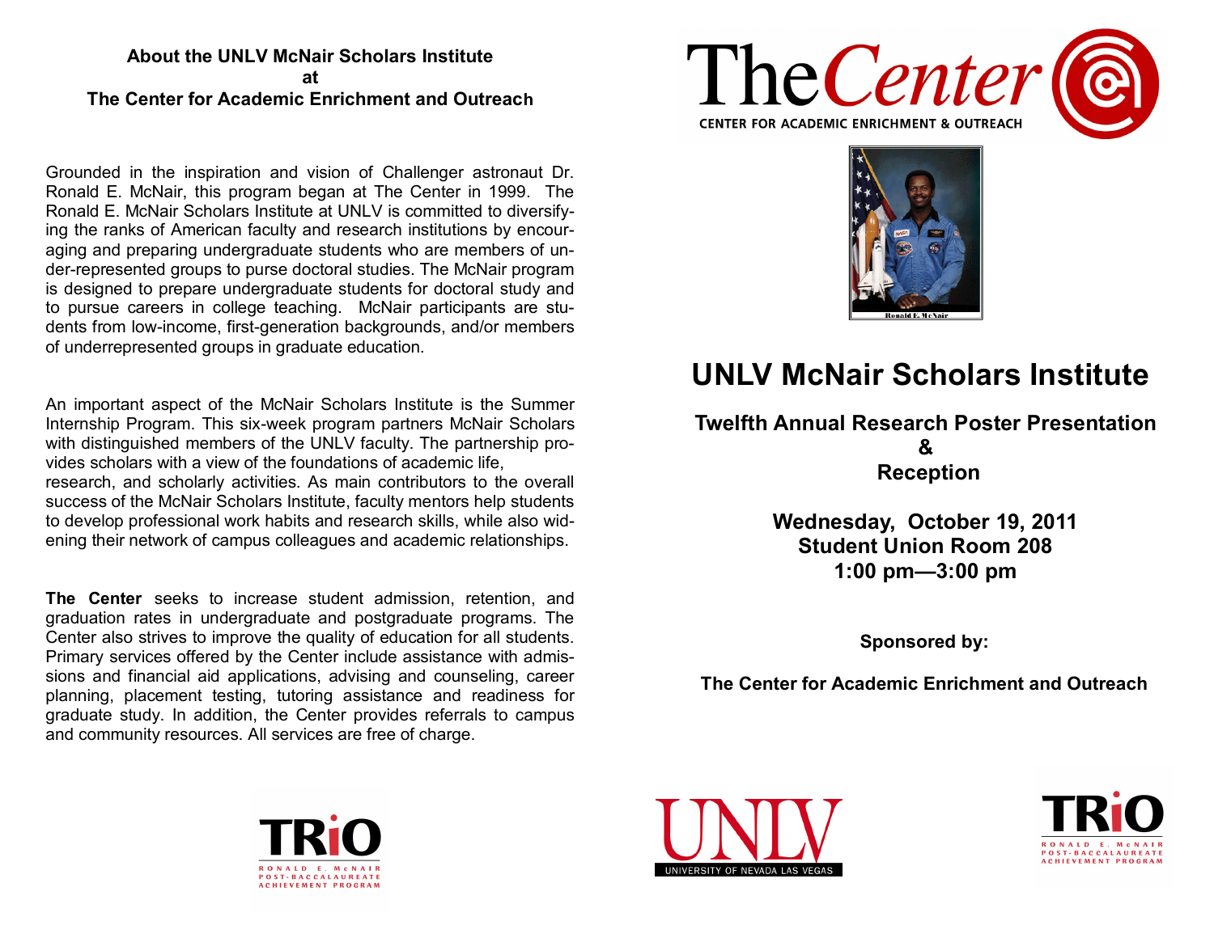## About the UNLV McNair Scholars Institute at The Center for Academic Enrichment and Outreach

Grounded in the inspiration and vision of Challenger astronaut Dr. Ronald E. McNair, this program began at The Center in 1999. The Ronald E. McNair Scholars Institute at UNLV is committed to diversifying the ranks of American faculty and research institutions by encouraging and preparing undergraduate students who are members of under-represented groups to purse doctoral studies. The McNair program is designed to prepare undergraduate students for doctoral study and to pursue careers in college teaching. McNair participants are students from low-income, first-generation backgrounds, and/or members of underrepresented groups in graduate education.

An important aspect of the McNair Scholars Institute is the Summer Internship Program. This six-week program partners McNair Scholars with distinguished members of the UNLV faculty. The partnership provides scholars with a view of the foundations of academic life, research, and scholarly activities. As main contributors to the overall success of the McNair Scholars Institute, faculty mentors help students to develop professional work habits and research skills, while also widening their network of campus colleagues and academic relationships.

**The Center** seeks to increase student admission, retention, and graduation rates in undergraduate and postgraduate programs. The Center also strives to improve the quality of education for all students. Primary services offered by the Center include assistance with admissions and financial aid applications, advising and counseling, career planning, placement testing, tutoring assistance and readiness for graduate study. In addition, the Center provides referrals to campus and community resources. All services are free of charge.

TRiO
RONALD E. McNAIR POST-BACCALAUREATE ACHIEVEMENT PROGRAM

The Center
CENTER FOR ACADEMIC ENRICHMENT & OUTREACH

Ronald E. McNair

# UNLV McNair Scholars Institute

**Twelfth Annual Research Poster Presentation & Reception**

**Wednesday, October 19, 2011**
**Student Union Room 208**
**1:00 pm—3:00 pm**

**Sponsored by:**

**The Center for Academic Enrichment and Outreach**

UNLV
UNIVERSITY OF NEVADA LAS VEGAS

TRiO
RONALD E. McNAIR POST-BACCALAUREATE ACHIEVEMENT PROGRAM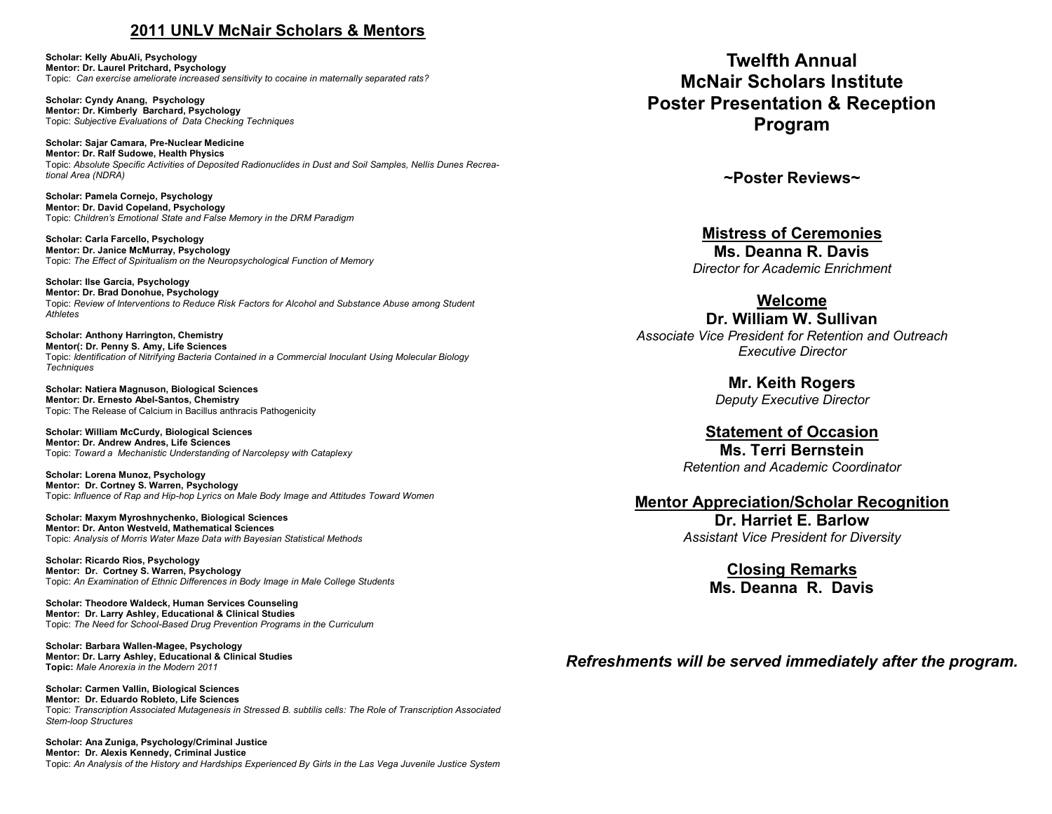## 2011 UNLV McNair Scholars & Mentors

**Scholar: Kelly AbuAli, Psychology**
**Mentor: Dr. Laurel Pritchard, Psychology**
Topic: *Can exercise ameliorate increased sensitivity to cocaine in maternally separated rats?*

**Scholar: Cyndy Anang, Psychology**
**Mentor: Dr. Kimberly Barchard, Psychology**
Topic: *Subjective Evaluations of Data Checking Techniques*

**Scholar: Sajar Camara, Pre-Nuclear Medicine**
**Mentor: Dr. Ralf Sudowe, Health Physics**
Topic: *Absolute Specific Activities of Deposited Radionuclides in Dust and Soil Samples, Nellis Dunes Recreational Area (NDRA)*

**Scholar: Pamela Cornejo, Psychology**
**Mentor: Dr. David Copeland, Psychology**
Topic: *Children's Emotional State and False Memory in the DRM Paradigm*

**Scholar: Carla Farcello, Psychology**
**Mentor: Dr. Janice McMurray, Psychology**
Topic: *The Effect of Spiritualism on the Neuropsychological Function of Memory*

**Scholar: Ilse Garcia, Psychology**
**Mentor: Dr. Brad Donohue, Psychology**
Topic: *Review of Interventions to Reduce Risk Factors for Alcohol and Substance Abuse among Student Athletes*

**Scholar: Anthony Harrington, Chemistry**
**Mentor(: Dr. Penny S. Amy, Life Sciences**
Topic: *Identification of Nitrifying Bacteria Contained in a Commercial Inoculant Using Molecular Biology Techniques*

**Scholar: Natiera Magnuson, Biological Sciences**
**Mentor: Dr. Ernesto Abel-Santos, Chemistry**
Topic: The Release of Calcium in Bacillus anthracis Pathogenicity

**Scholar: William McCurdy, Biological Sciences**
**Mentor: Dr. Andrew Andres, Life Sciences**
Topic: *Toward a Mechanistic Understanding of Narcolepsy with Cataplexy*

**Scholar: Lorena Munoz, Psychology**
**Mentor: Dr. Cortney S. Warren, Psychology**
Topic: *Influence of Rap and Hip-hop Lyrics on Male Body Image and Attitudes Toward Women*

**Scholar: Maxym Myroshnychenko, Biological Sciences**
**Mentor: Dr. Anton Westveld, Mathematical Sciences**
Topic: *Analysis of Morris Water Maze Data with Bayesian Statistical Methods*

**Scholar: Ricardo Rios, Psychology**
**Mentor: Dr. Cortney S. Warren, Psychology**
Topic: *An Examination of Ethnic Differences in Body Image in Male College Students*

**Scholar: Theodore Waldeck, Human Services Counseling**
**Mentor: Dr. Larry Ashley, Educational & Clinical Studies**
Topic: *The Need for School-Based Drug Prevention Programs in the Curriculum*

**Scholar: Barbara Wallen-Magee, Psychology**
**Mentor: Dr. Larry Ashley, Educational & Clinical Studies**
**Topic:** *Male Anorexia in the Modern 2011*

**Scholar: Carmen Vallin, Biological Sciences**
**Mentor: Dr. Eduardo Robleto, Life Sciences**
Topic: *Transcription Associated Mutagenesis in Stressed B. subtilis cells: The Role of Transcription Associated Stem-loop Structures*

**Scholar: Ana Zuniga, Psychology/Criminal Justice**
**Mentor: Dr. Alexis Kennedy, Criminal Justice**
Topic: *An Analysis of the History and Hardships Experienced By Girls in the Las Vega Juvenile Justice System*

# Twelfth Annual McNair Scholars Institute Poster Presentation & Reception Program

**~Poster Reviews~**

**Mistress of Ceremonies**
**Ms. Deanna R. Davis**
*Director for Academic Enrichment*

**Welcome**
**Dr. William W. Sullivan**
*Associate Vice President for Retention and Outreach*
*Executive Director*

**Mr. Keith Rogers**
*Deputy Executive Director*

**Statement of Occasion**
**Ms. Terri Bernstein**
*Retention and Academic Coordinator*

**Mentor Appreciation/Scholar Recognition**
**Dr. Harriet E. Barlow**
*Assistant Vice President for Diversity*

**Closing Remarks**
**Ms. Deanna R. Davis**

***Refreshments will be served immediately after the program.***